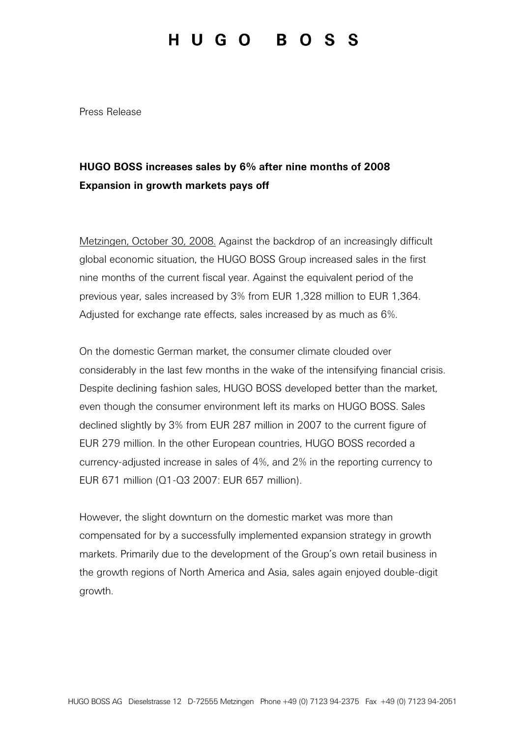# H U G O   B O S S

Press Release

**HUGO BOSS increases sales by 6% after nine months of 2008**
**Expansion in growth markets pays off**

Metzingen, October 30, 2008. Against the backdrop of an increasingly difficult global economic situation, the HUGO BOSS Group increased sales in the first nine months of the current fiscal year. Against the equivalent period of the previous year, sales increased by 3% from EUR 1,328 million to EUR 1,364. Adjusted for exchange rate effects, sales increased by as much as 6%.

On the domestic German market, the consumer climate clouded over considerably in the last few months in the wake of the intensifying financial crisis. Despite declining fashion sales, HUGO BOSS developed better than the market, even though the consumer environment left its marks on HUGO BOSS. Sales declined slightly by 3% from EUR 287 million in 2007 to the current figure of EUR 279 million. In the other European countries, HUGO BOSS recorded a currency-adjusted increase in sales of 4%, and 2% in the reporting currency to EUR 671 million (Q1-Q3 2007: EUR 657 million).

However, the slight downturn on the domestic market was more than compensated for by a successfully implemented expansion strategy in growth markets. Primarily due to the development of the Group's own retail business in the growth regions of North America and Asia, sales again enjoyed double-digit growth.

HUGO BOSS AG   Dieselstrasse 12   D-72555 Metzingen   Phone +49 (0) 7123 94-2375   Fax  +49 (0) 7123 94-2051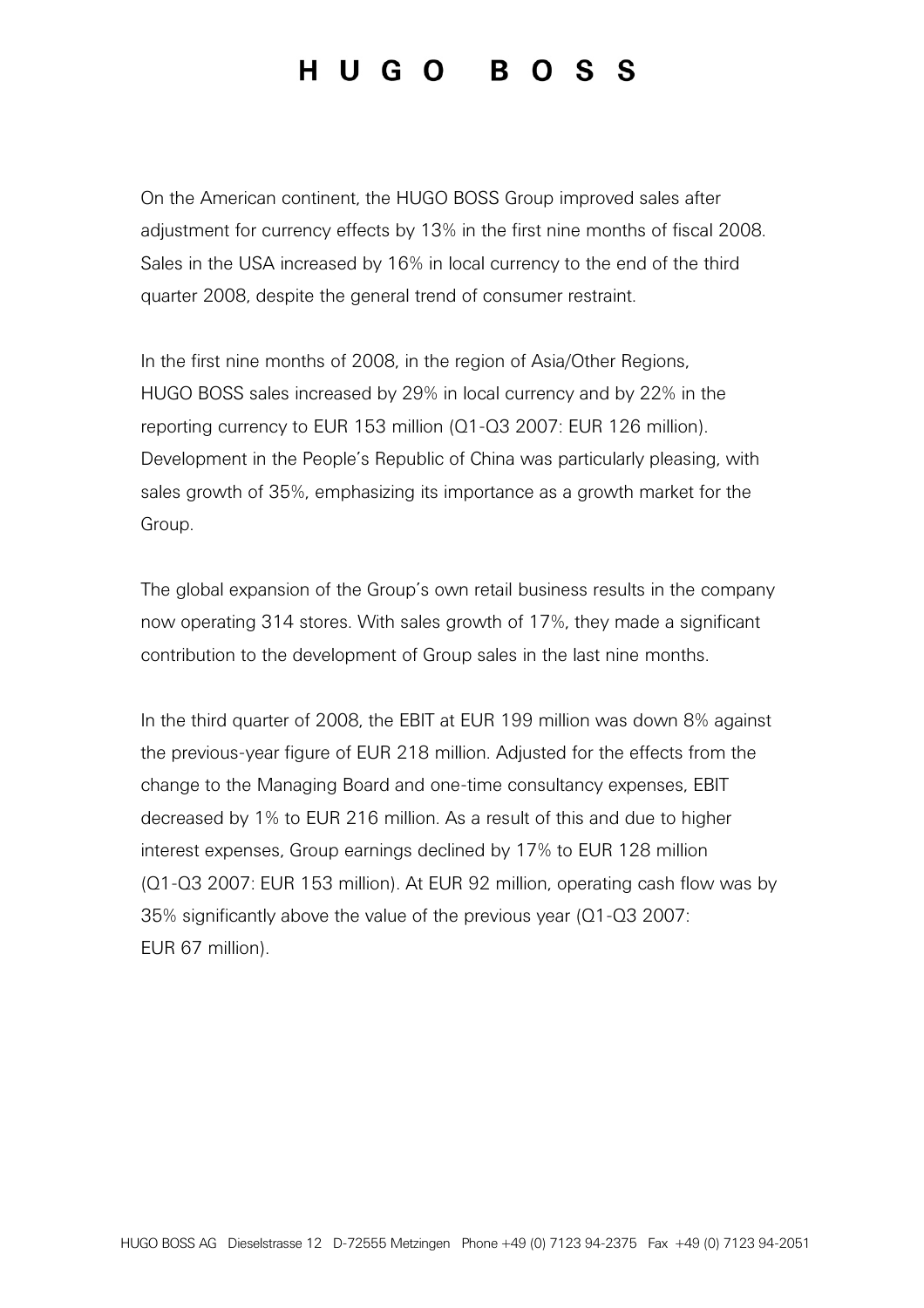On the American continent, the HUGO BOSS Group improved sales after adjustment for currency effects by 13% in the first nine months of fiscal 2008. Sales in the USA increased by 16% in local currency to the end of the third quarter 2008, despite the general trend of consumer restraint.

In the first nine months of 2008, in the region of Asia/Other Regions, HUGO BOSS sales increased by 29% in local currency and by 22% in the reporting currency to EUR 153 million (Q1-Q3 2007: EUR 126 million). Development in the People's Republic of China was particularly pleasing, with sales growth of 35%, emphasizing its importance as a growth market for the Group.

The global expansion of the Group's own retail business results in the company now operating 314 stores. With sales growth of 17%, they made a significant contribution to the development of Group sales in the last nine months.

In the third quarter of 2008, the EBIT at EUR 199 million was down 8% against the previous-year figure of EUR 218 million. Adjusted for the effects from the change to the Managing Board and one-time consultancy expenses, EBIT decreased by 1% to EUR 216 million. As a result of this and due to higher interest expenses, Group earnings declined by 17% to EUR 128 million (Q1-Q3 2007: EUR 153 million). At EUR 92 million, operating cash flow was by 35% significantly above the value of the previous year (Q1-Q3 2007: EUR 67 million).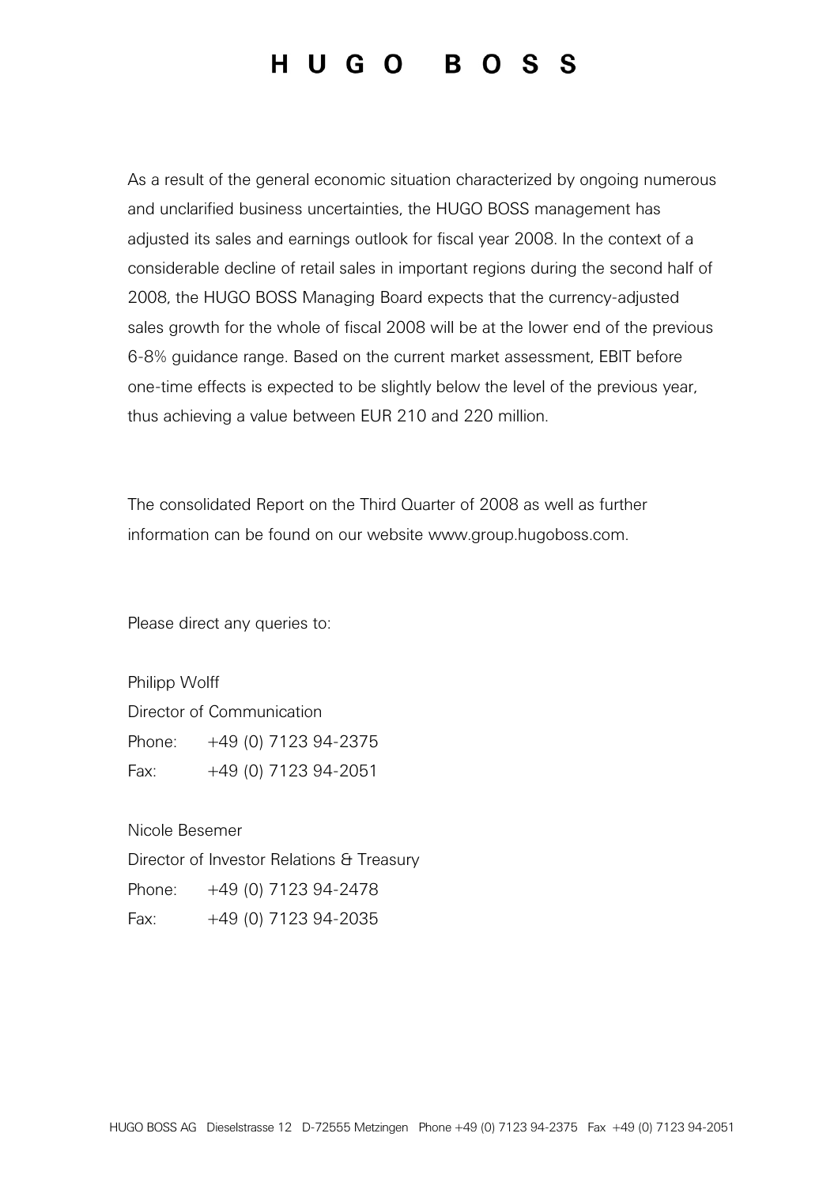As a result of the general economic situation characterized by ongoing numerous and unclarified business uncertainties, the HUGO BOSS management has adjusted its sales and earnings outlook for fiscal year 2008. In the context of a considerable decline of retail sales in important regions during the second half of 2008, the HUGO BOSS Managing Board expects that the currency-adjusted sales growth for the whole of fiscal 2008 will be at the lower end of the previous 6-8% guidance range. Based on the current market assessment, EBIT before one-time effects is expected to be slightly below the level of the previous year, thus achieving a value between EUR 210 and 220 million.

The consolidated Report on the Third Quarter of 2008 as well as further information can be found on our website www.group.hugoboss.com.

Please direct any queries to:

Philipp Wolff
Director of Communication
Phone: +49 (0) 7123 94-2375
Fax: +49 (0) 7123 94-2051

Nicole Besemer
Director of Investor Relations & Treasury
Phone: +49 (0) 7123 94-2478
Fax: +49 (0) 7123 94-2035